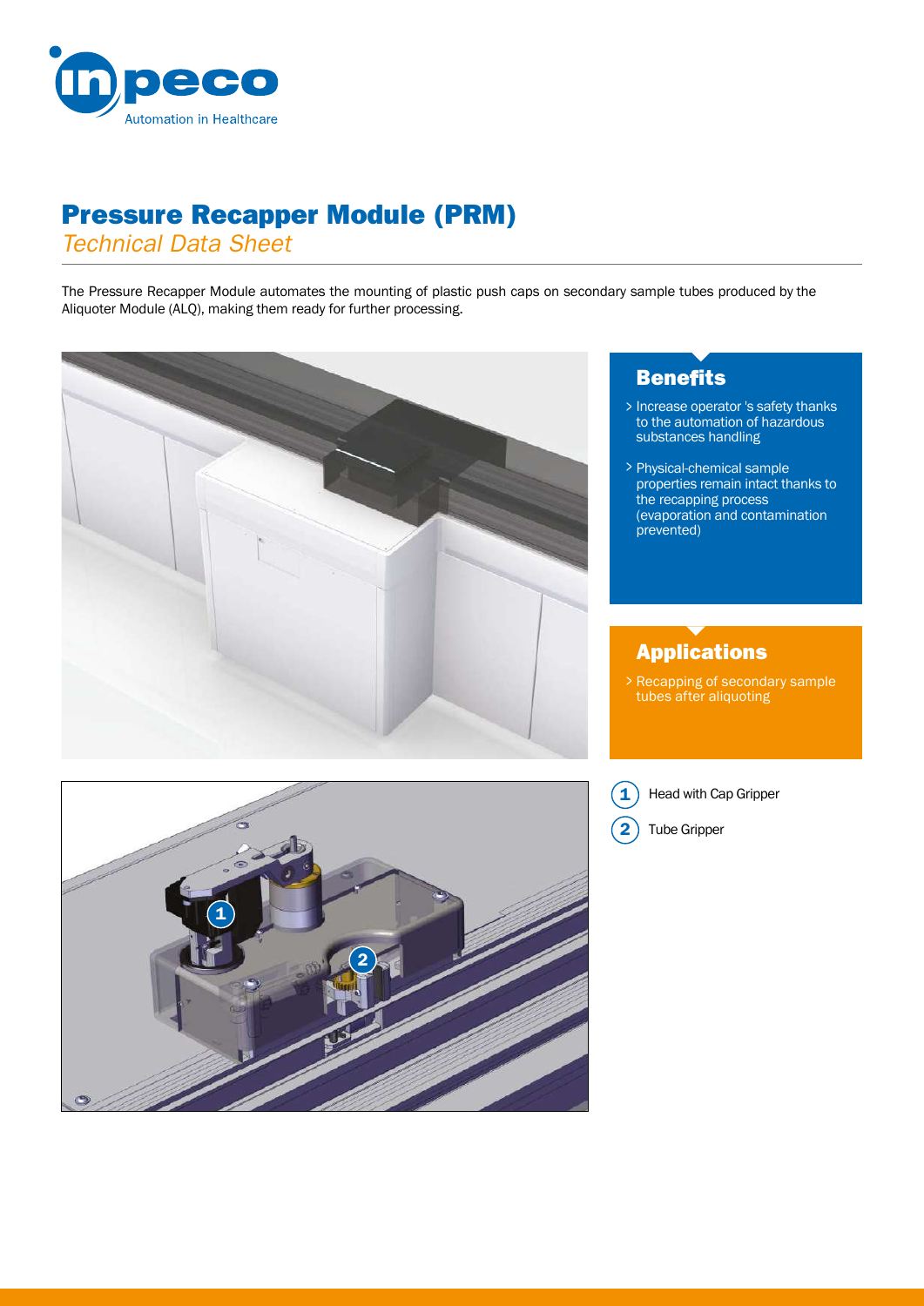# Pressure Recapper Module (PRM)

*Technical Data Sheet*

The Pressure Recapper Module automates the mounting of plastic push caps on secondary sample tubes produced by the Aliquoter Module (ALQ), making them ready for further processing.

## Benefits

- Increase operator 's safety thanks to the automation of hazardous substances handling
- Physical-chemical sample properties remain intact thanks to the recapping process (evaporation and contamination prevented)

## Applications

- Recapping of secondary sample tubes after aliquoting

1. Head with Cap Gripper
2. Tube Gripper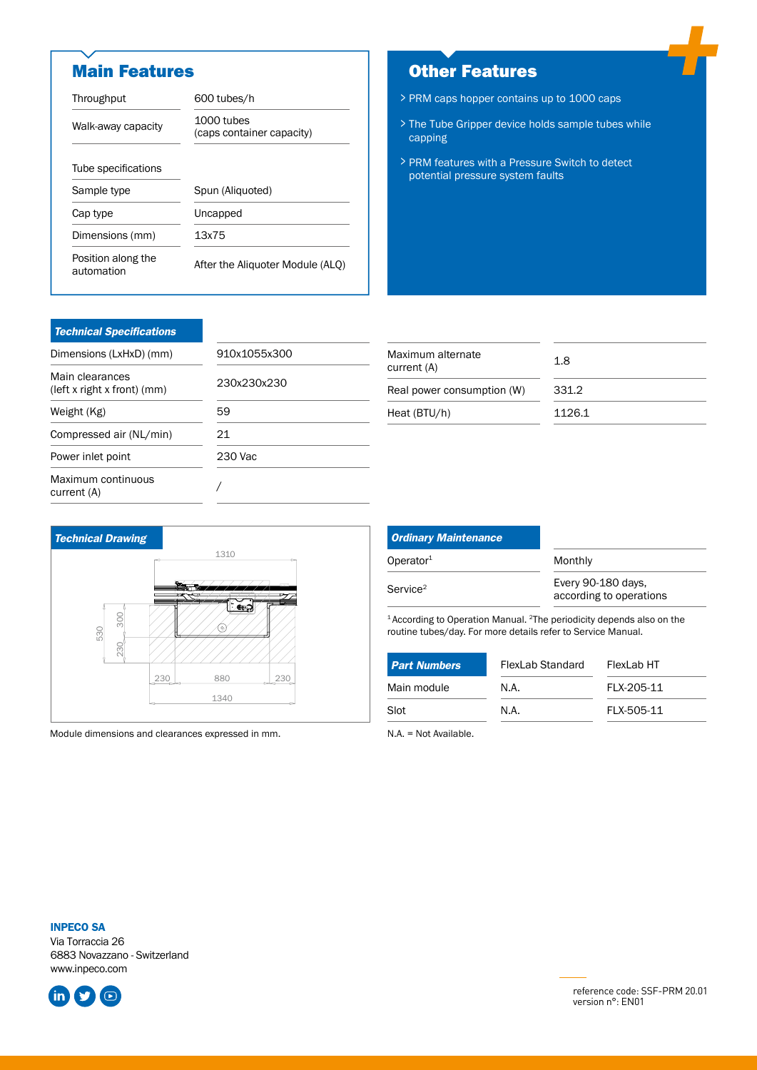## Main Features

| | |
|---|---|
| Throughput | 600 tubes/h |
| Walk-away capacity | 1000 tubes (caps container capacity) |
| Tube specifications | |
| Sample type | Spun (Aliquoted) |
| Cap type | Uncapped |
| Dimensions (mm) | 13x75 |
| Position along the automation | After the Aliquoter Module (ALQ) |

## Other Features

- PRM caps hopper contains up to 1000 caps
- The Tube Gripper device holds sample tubes while capping
- PRM features with a Pressure Switch to detect potential pressure system faults

### *Technical Specifications*

| | |
|---|---|
| Dimensions (LxHxD) (mm) | 910x1055x300 |
| Main clearances (left x right x front) (mm) | 230x230x230 |
| Weight (Kg) | 59 |
| Compressed air (NL/min) | 21 |
| Power inlet point | 230 Vac |
| Maximum continuous current (A) | / |
| Maximum alternate current (A) | 1.8 |
| Real power consumption (W) | 331.2 |
| Heat (BTU/h) | 1126.1 |

### *Technical Drawing*

1310
530
300
230
230
880
230
1340

Module dimensions and clearances expressed in mm.

### *Ordinary Maintenance*

| | |
|---|---|
| Operator[1] | Monthly |
| Service[2] | Every 90-180 days, according to operations |

[1] According to Operation Manual. [2] The periodicity depends also on the routine tubes/day. For more details refer to Service Manual.

| *Part Numbers* | FlexLab Standard | FlexLab HT |
|---|---|---|
| Main module | N.A. | FLX-205-11 |
| Slot | N.A. | FLX-505-11 |

N.A. = Not Available.

**INPECO SA**
Via Torraccia 26
6883 Novazzano - Switzerland
www.inpeco.com

reference code: SSF-PRM 20.01
version n°: EN01